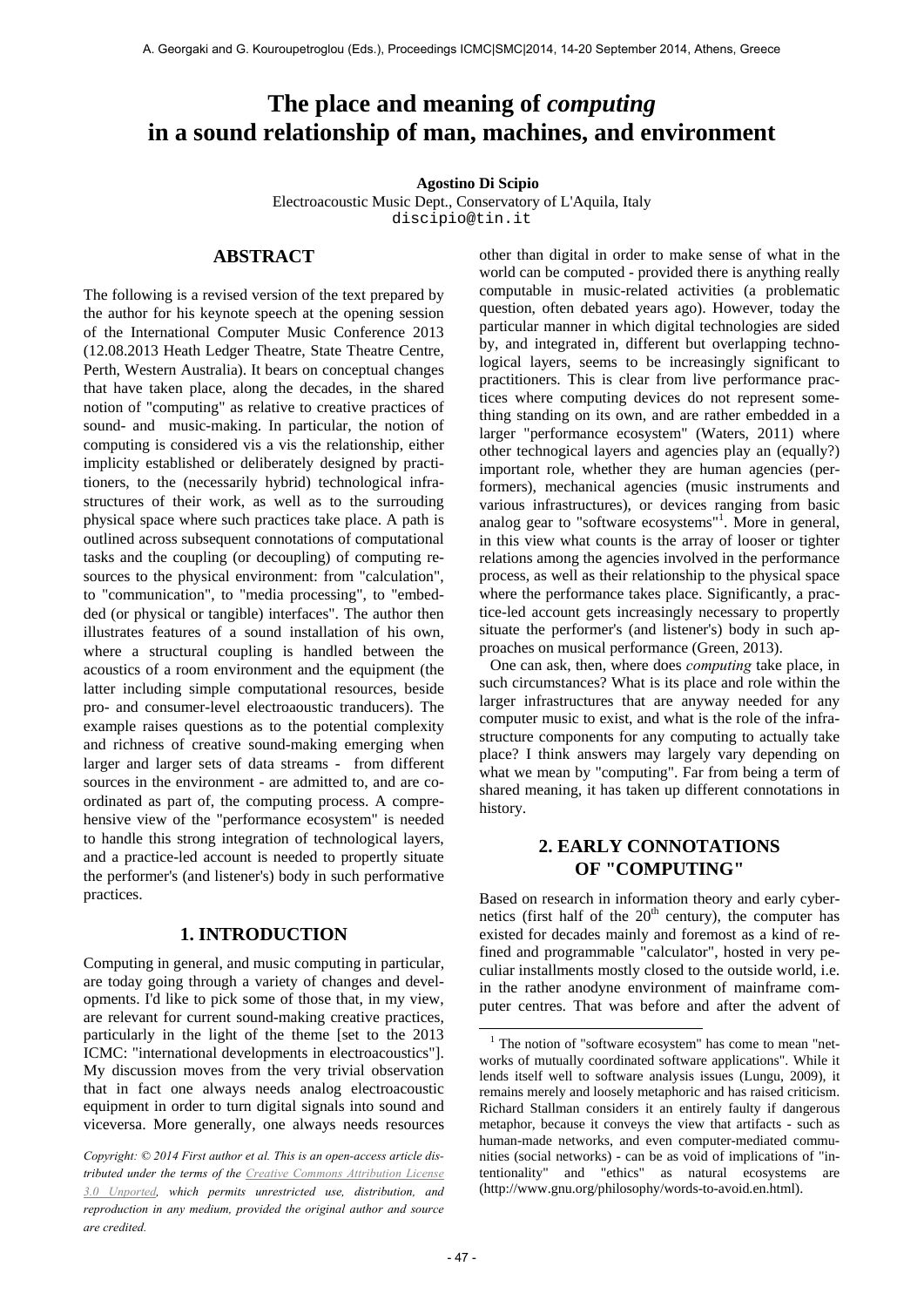# The place and meaning of *computing* in a sound relationship of man, machines, and environment

**Agostino Di Scipio**
Electroacoustic Music Dept., Conservatory of L'Aquila, Italy
discipio@tin.it

## ABSTRACT

The following is a revised version of the text prepared by the author for his keynote speech at the opening session of the International Computer Music Conference 2013 (12.08.2013 Heath Ledger Theatre, State Theatre Centre, Perth, Western Australia). It bears on conceptual changes that have taken place, along the decades, in the shared notion of "computing" as relative to creative practices of sound- and music-making. In particular, the notion of computing is considered vis a vis the relationship, either implicity established or deliberately designed by practitioners, to the (necessarily hybrid) technological infrastructures of their work, as well as to the surrouding physical space where such practices take place. A path is outlined across subsequent connotations of computational tasks and the coupling (or decoupling) of computing resources to the physical environment: from "calculation", to "communication", to "media processing", to "embedded (or physical or tangible) interfaces". The author then illustrates features of a sound installation of his own, where a structural coupling is handled between the acoustics of a room environment and the equipment (the latter including simple computational resources, beside pro- and consumer-level electroaoustic tranducers). The example raises questions as to the potential complexity and richness of creative sound-making emerging when larger and larger sets of data streams - from different sources in the environment - are admitted to, and are coordinated as part of, the computing process. A comprehensive view of the "performance ecosystem" is needed to handle this strong integration of technological layers, and a practice-led account is needed to propertly situate the performer's (and listener's) body in such performative practices.

## 1. INTRODUCTION

Computing in general, and music computing in particular, are today going through a variety of changes and developments. I'd like to pick some of those that, in my view, are relevant for current sound-making creative practices, particularly in the light of the theme [set to the 2013 ICMC: "international developments in electroacoustics"]. My discussion moves from the very trivial observation that in fact one always needs analog electroacoustic equipment in order to turn digital signals into sound and viceversa. More generally, one always needs resources other than digital in order to make sense of what in the world can be computed - provided there is anything really computable in music-related activities (a problematic question, often debated years ago). However, today the particular manner in which digital technologies are sided by, and integrated in, different but overlapping technological layers, seems to be increasingly significant to practitioners. This is clear from live performance practices where computing devices do not represent something standing on its own, and are rather embedded in a larger "performance ecosystem" (Waters, 2011) where other technogical layers and agencies play an (equally?) important role, whether they are human agencies (performers), mechanical agencies (music instruments and various infrastructures), or devices ranging from basic analog gear to "software ecosystems"[1]. More in general, in this view what counts is the array of looser or tighter relations among the agencies involved in the performance process, as well as their relationship to the physical space where the performance takes place. Significantly, a practice-led account gets increasingly necessary to propertly situate the performer's (and listener's) body in such approaches on musical performance (Green, 2013).

One can ask, then, where does *computing* take place, in such circumstances? What is its place and role within the larger infrastructures that are anyway needed for any computer music to exist, and what is the role of the infrastructure components for any computing to actually take place? I think answers may largely vary depending on what we mean by "computing". Far from being a term of shared meaning, it has taken up different connotations in history.

## 2. EARLY CONNOTATIONS OF "COMPUTING"

Based on research in information theory and early cybernetics (first half of the 20[th] century), the computer has existed for decades mainly and foremost as a kind of refined and programmable "calculator", hosted in very peculiar installments mostly closed to the outside world, i.e. in the rather anodyne environment of mainframe computer centres. That was before and after the advent of

[1] The notion of "software ecosystem" has come to mean "networks of mutually coordinated software applications". While it lends itself well to software analysis issues (Lungu, 2009), it remains merely and loosely metaphoric and has raised criticism. Richard Stallman considers it an entirely faulty if dangerous metaphor, because it conveys the view that artifacts - such as human-made networks, and even computer-mediated communities (social networks) - can be as void of implications of "intentionality" and "ethics" as natural ecosystems are (http://www.gnu.org/philosophy/words-to-avoid.en.html).

*Copyright: © 2014 First author et al. This is an open-access article distributed under the terms of the Creative Commons Attribution License 3.0 Unported, which permits unrestricted use, distribution, and reproduction in any medium, provided the original author and source are credited.*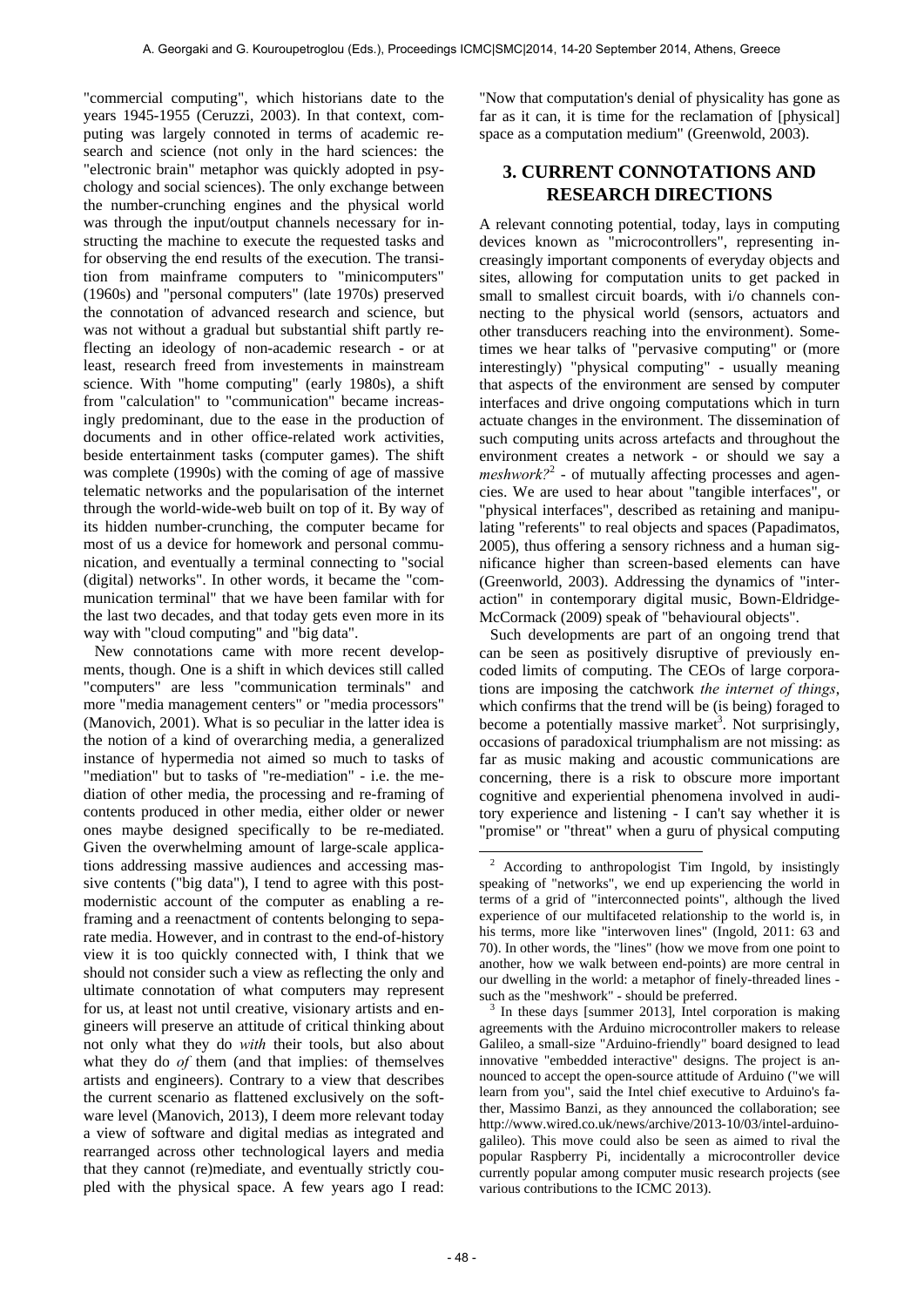"commercial computing", which historians date to the years 1945-1955 (Ceruzzi, 2003). In that context, computing was largely connoted in terms of academic research and science (not only in the hard sciences: the "electronic brain" metaphor was quickly adopted in psychology and social sciences). The only exchange between the number-crunching engines and the physical world was through the input/output channels necessary for instructing the machine to execute the requested tasks and for observing the end results of the execution. The transition from mainframe computers to "minicomputers" (1960s) and "personal computers" (late 1970s) preserved the connotation of advanced research and science, but was not without a gradual but substantial shift partly reflecting an ideology of non-academic research - or at least, research freed from investements in mainstream science. With "home computing" (early 1980s), a shift from "calculation" to "communication" became increasingly predominant, due to the ease in the production of documents and in other office-related work activities, beside entertainment tasks (computer games). The shift was complete (1990s) with the coming of age of massive telematic networks and the popularisation of the internet through the world-wide-web built on top of it. By way of its hidden number-crunching, the computer became for most of us a device for homework and personal communication, and eventually a terminal connecting to "social (digital) networks". In other words, it became the "communication terminal" that we have been familar with for the last two decades, and that today gets even more in its way with "cloud computing" and "big data".

New connotations came with more recent developments, though. One is a shift in which devices still called "computers" are less "communication terminals" and more "media management centers" or "media processors" (Manovich, 2001). What is so peculiar in the latter idea is the notion of a kind of overarching media, a generalized instance of hypermedia not aimed so much to tasks of "mediation" but to tasks of "re-mediation" - i.e. the mediation of other media, the processing and re-framing of contents produced in other media, either older or newer ones maybe designed specifically to be re-mediated. Given the overwhelming amount of large-scale applications addressing massive audiences and accessing massive contents ("big data"), I tend to agree with this post-modernistic account of the computer as enabling a re-framing and a reenactment of contents belonging to separate media. However, and in contrast to the end-of-history view it is too quickly connected with, I think that we should not consider such a view as reflecting the only and ultimate connotation of what computers may represent for us, at least not until creative, visionary artists and engineers will preserve an attitude of critical thinking about not only what they do *with* their tools, but also about what they do *of* them (and that implies: of themselves artists and engineers). Contrary to a view that describes the current scenario as flattened exclusively on the software level (Manovich, 2013), I deem more relevant today a view of software and digital medias as integrated and rearranged across other technological layers and media that they cannot (re)mediate, and eventually strictly coupled with the physical space. A few years ago I read: "Now that computation's denial of physicality has gone as far as it can, it is time for the reclamation of [physical] space as a computation medium" (Greenwold, 2003).

## 3. CURRENT CONNOTATIONS AND RESEARCH DIRECTIONS

A relevant connoting potential, today, lays in computing devices known as "microcontrollers", representing increasingly important components of everyday objects and sites, allowing for computation units to get packed in small to smallest circuit boards, with i/o channels connecting to the physical world (sensors, actuators and other transducers reaching into the environment). Sometimes we hear talks of "pervasive computing" or (more interestingly) "physical computing" - usually meaning that aspects of the environment are sensed by computer interfaces and drive ongoing computations which in turn actuate changes in the environment. The dissemination of such computing units across artefacts and throughout the environment creates a network - or should we say a *meshwork?*[2] - of mutually affecting processes and agencies. We are used to hear about "tangible interfaces", or "physical interfaces", described as retaining and manipulating "referents" to real objects and spaces (Papadimatos, 2005), thus offering a sensory richness and a human significance higher than screen-based elements can have (Greenworld, 2003). Addressing the dynamics of "interaction" in contemporary digital music, Bown-Eldridge-McCormack (2009) speak of "behavioural objects".

Such developments are part of an ongoing trend that can be seen as positively disruptive of previously encoded limits of computing. The CEOs of large corporations are imposing the catchwork *the internet of things*, which confirms that the trend will be (is being) foraged to become a potentially massive market[3]. Not surprisingly, occasions of paradoxical triumphalism are not missing: as far as music making and acoustic communications are concerning, there is a risk to obscure more important cognitive and experiential phenomena involved in auditory experience and listening - I can't say whether it is "promise" or "threat" when a guru of physical computing

---

[2] According to anthropologist Tim Ingold, by insistingly speaking of "networks", we end up experiencing the world in terms of a grid of "interconnected points", although the lived experience of our multifaceted relationship to the world is, in his terms, more like "interwoven lines" (Ingold, 2011: 63 and 70). In other words, the "lines" (how we move from one point to another, how we walk between end-points) are more central in our dwelling in the world: a metaphor of finely-threaded lines - such as the "meshwork" - should be preferred.

[3] In these days [summer 2013], Intel corporation is making agreements with the Arduino microcontroller makers to release Galileo, a small-size "Arduino-friendly" board designed to lead innovative "embedded interactive" designs. The project is announced to accept the open-source attitude of Arduino ("we will learn from you", said the Intel chief executive to Arduino's father, Massimo Banzi, as they announced the collaboration; see http://www.wired.co.uk/news/archive/2013-10/03/intel-arduino-galileo). This move could also be seen as aimed to rival the popular Raspberry Pi, incidentally a microcontroller device currently popular among computer music research projects (see various contributions to the ICMC 2013).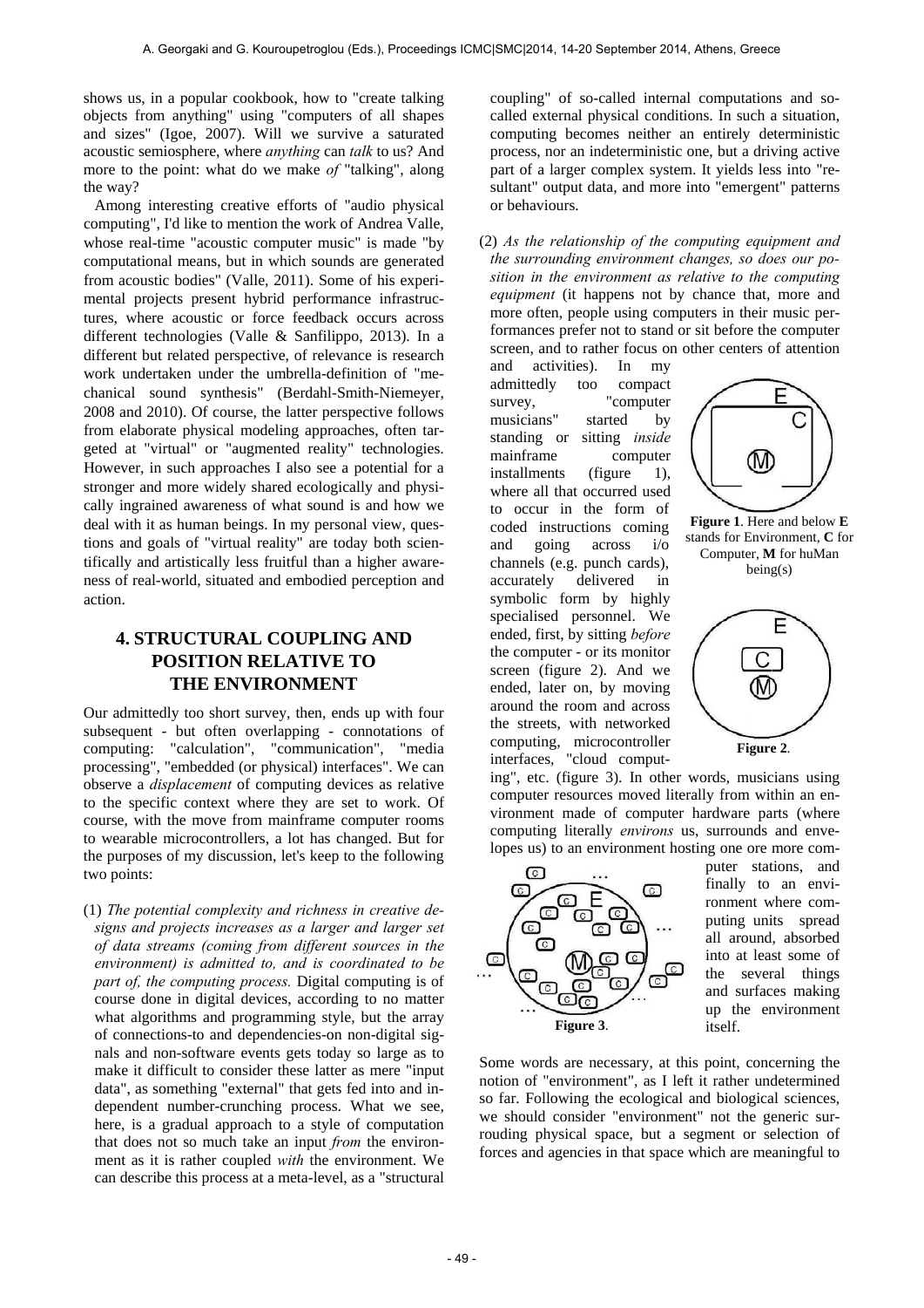shows us, in a popular cookbook, how to "create talking objects from anything" using "computers of all shapes and sizes" (Igoe, 2007). Will we survive a saturated acoustic semiosphere, where *anything* can *talk* to us? And more to the point: what do we make *of* "talking", along the way?

Among interesting creative efforts of "audio physical computing", I'd like to mention the work of Andrea Valle, whose real-time "acoustic computer music" is made "by computational means, but in which sounds are generated from acoustic bodies" (Valle, 2011). Some of his experimental projects present hybrid performance infrastructures, where acoustic or force feedback occurs across different technologies (Valle & Sanfilippo, 2013). In a different but related perspective, of relevance is research work undertaken under the umbrella-definition of "mechanical sound synthesis" (Berdahl-Smith-Niemeyer, 2008 and 2010). Of course, the latter perspective follows from elaborate physical modeling approaches, often targeted at "virtual" or "augmented reality" technologies. However, in such approaches I also see a potential for a stronger and more widely shared ecologically and physically ingrained awareness of what sound is and how we deal with it as human beings. In my personal view, questions and goals of "virtual reality" are today both scientifically and artistically less fruitful than a higher awareness of real-world, situated and embodied perception and action.

## 4. STRUCTURAL COUPLING AND POSITION RELATIVE TO THE ENVIRONMENT

Our admittedly too short survey, then, ends up with four subsequent - but often overlapping - connotations of computing: "calculation", "communication", "media processing", "embedded (or physical) interfaces". We can observe a *displacement* of computing devices as relative to the specific context where they are set to work. Of course, with the move from mainframe computer rooms to wearable microcontrollers, a lot has changed. But for the purposes of my discussion, let's keep to the following two points:

(1) *The potential complexity and richness in creative designs and projects increases as a larger and larger set of data streams (coming from different sources in the environment) is admitted to, and is coordinated to be part of, the computing process.* Digital computing is of course done in digital devices, according to no matter what algorithms and programming style, but the array of connections-to and dependencies-on non-digital signals and non-software events gets today so large as to make it difficult to consider these latter as mere "input data", as something "external" that gets fed into and independent number-crunching process. What we see, here, is a gradual approach to a style of computation that does not so much take an input *from* the environment as it is rather coupled *with* the environment. We can describe this process at a meta-level, as a "structural coupling" of so-called internal computations and so-called external physical conditions. In such a situation, computing becomes neither an entirely deterministic process, nor an indeterministic one, but a driving active part of a larger complex system. It yields less into "resultant" output data, and more into "emergent" patterns or behaviours.

(2) *As the relationship of the computing equipment and the surrounding environment changes, so does our position in the environment as relative to the computing equipment* (it happens not by chance that, more and more often, people using computers in their music performances prefer not to stand or sit before the computer screen, and to rather focus on other centers of attention and activities). In my admittedly too compact survey, "computer musicians" started by standing or sitting *inside* mainframe computer installments (figure 1), where all that occurred used to occur in the form of coded instructions coming and going across i/o channels (e.g. punch cards), accurately delivered in symbolic form by highly specialised personnel. We ended, first, by sitting *before* the computer - or its monitor screen (figure 2). And we ended, later on, by moving around the room and across the streets, with networked computing, microcontroller interfaces, "cloud computing", etc. (figure 3). In other words, musicians using computer resources moved literally from within an environment made of computer hardware parts (where computing literally *environs* us, surrounds and envelopes us) to an environment hosting one ore more computer stations, and finally to an environment where computing units spread all around, absorbed into at least some of the several things and surfaces making up the environment itself.

**Figure 1**. Here and below **E** stands for Environment, **C** for Computer, **M** for huMan being(s)

**Figure 2**.

**Figure 3**.

Some words are necessary, at this point, concerning the notion of "environment", as I left it rather undetermined so far. Following the ecological and biological sciences, we should consider "environment" not the generic surrouding physical space, but a segment or selection of forces and agencies in that space which are meaningful to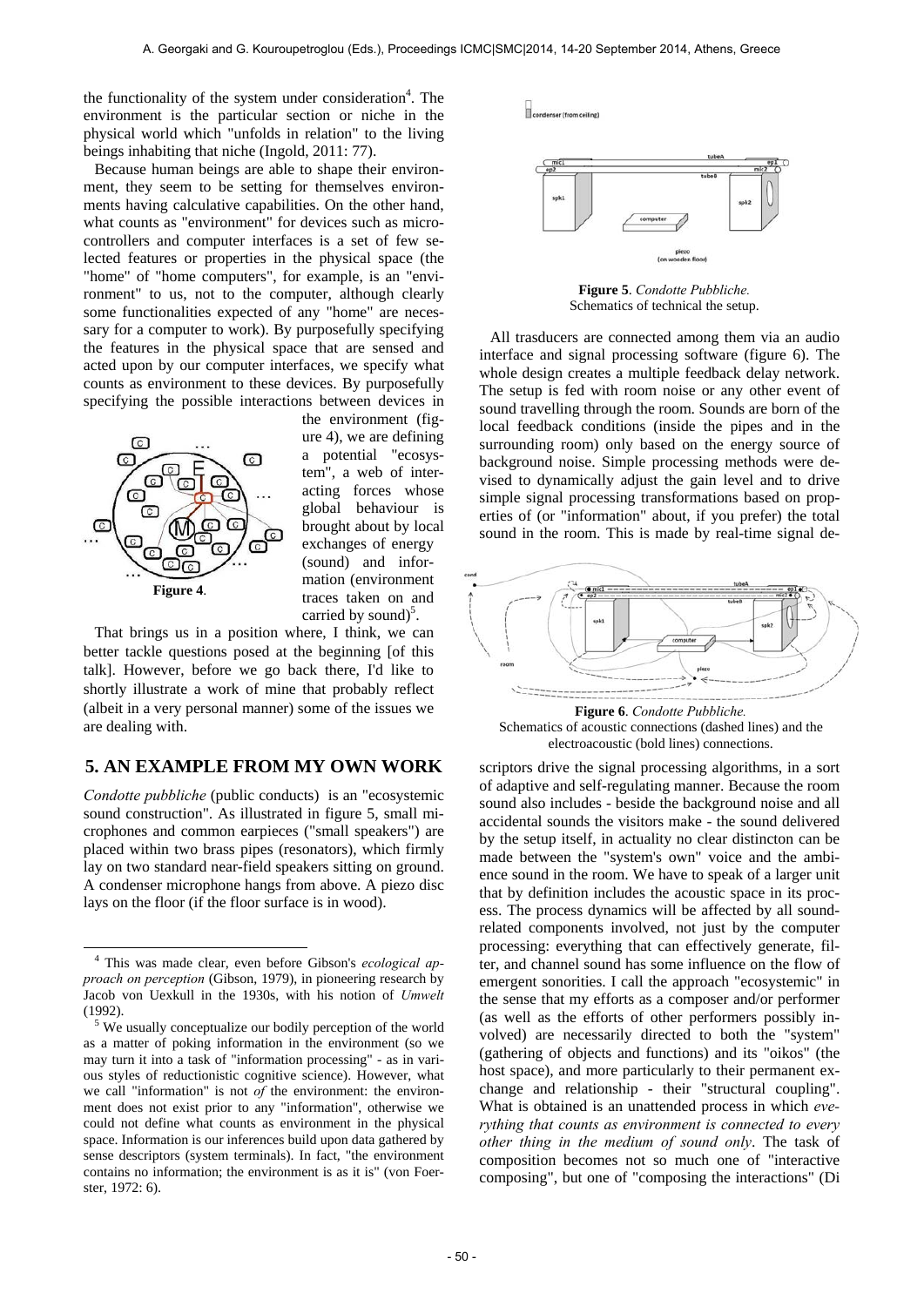the functionality of the system under consideration[4]. The environment is the particular section or niche in the physical world which "unfolds in relation" to the living beings inhabiting that niche (Ingold, 2011: 77).

Because human beings are able to shape their environment, they seem to be setting for themselves environments having calculative capabilities. On the other hand, what counts as "environment" for devices such as micro-controllers and computer interfaces is a set of few selected features or properties in the physical space (the "home" of "home computers", for example, is an "environment" to us, not to the computer, although clearly some functionalities expected of any "home" are necessary for a computer to work). By purposefully specifying the features in the physical space that are sensed and acted upon by our computer interfaces, we specify what counts as environment to these devices. By purposefully specifying the possible interactions between devices in the environment (figure 4), we are defining a potential "ecosystem", a web of interacting forces whose global behaviour is brought about by local exchanges of energy (sound) and information (environment traces taken on and carried by sound)[5].

**Figure 4**.

That brings us in a position where, I think, we can better tackle questions posed at the beginning [of this talk]. However, before we go back there, I'd like to shortly illustrate a work of mine that probably reflect (albeit in a very personal manner) some of the issues we are dealing with.

## 5. AN EXAMPLE FROM MY OWN WORK

*Condotte pubbliche* (public conducts) is an "ecosystemic sound construction". As illustrated in figure 5, small microphones and common earpieces ("small speakers") are placed within two brass pipes (resonators), which firmly lay on two standard near-field speakers sitting on ground. A condenser microphone hangs from above. A piezo disc lays on the floor (if the floor surface is in wood).

**Figure 5**. *Condotte Pubbliche.* Schematics of technical the setup.

All trasducers are connected among them via an audio interface and signal processing software (figure 6). The whole design creates a multiple feedback delay network. The setup is fed with room noise or any other event of sound travelling through the room. Sounds are born of the local feedback conditions (inside the pipes and in the surrounding room) only based on the energy source of background noise. Simple processing methods were devised to dynamically adjust the gain level and to drive simple signal processing transformations based on properties of (or "information" about, if you prefer) the total sound in the room. This is made by real-time signal descriptors drive the signal processing algorithms, in a sort of adaptive and self-regulating manner. Because the room sound also includes - beside the background noise and all accidental sounds the visitors make - the sound delivered by the setup itself, in actuality no clear distincton can be made between the "system's own" voice and the ambience sound in the room. We have to speak of a larger unit that by definition includes the acoustic space in its process. The process dynamics will be affected by all sound-related components involved, not just by the computer processing: everything that can effectively generate, filter, and channel sound has some influence on the flow of emergent sonorities. I call the approach "ecosystemic" in the sense that my efforts as a composer and/or performer (as well as the efforts of other performers possibly involved) are necessarily directed to both the "system" (gathering of objects and functions) and its "oikos" (the host space), and more particularly to their permanent exchange and relationship - their "structural coupling". What is obtained is an unattended process in which *everything that counts as environment is connected to every other thing in the medium of sound only*. The task of composition becomes not so much one of "interactive composing", but one of "composing the interactions" (Di

**Figure 6**. *Condotte Pubbliche.* Schematics of acoustic connections (dashed lines) and the electroacoustic (bold lines) connections.

---

[4] This was made clear, even before Gibson's *ecological approach on perception* (Gibson, 1979), in pioneering research by Jacob von Uexkull in the 1930s, with his notion of *Umwelt* (1992).

[5] We usually conceptualize our bodily perception of the world as a matter of poking information in the environment (so we may turn it into a task of "information processing" - as in various styles of reductionistic cognitive science). However, what we call "information" is not *of* the environment: the environment does not exist prior to any "information", otherwise we could not define what counts as environment in the physical space. Information is our inferences build upon data gathered by sense descriptors (system terminals). In fact, "the environment contains no information; the environment is as it is" (von Foerster, 1972: 6).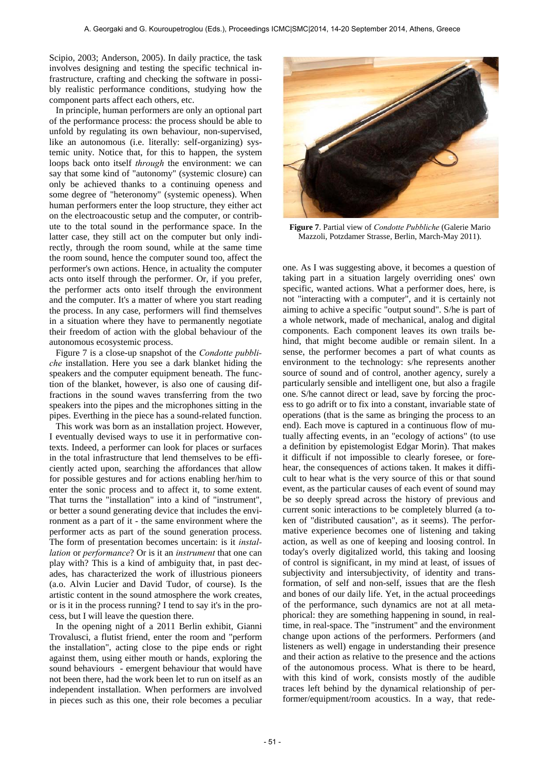Scipio, 2003; Anderson, 2005). In daily practice, the task involves designing and testing the specific technical infrastructure, crafting and checking the software in possibly realistic performance conditions, studying how the component parts affect each others, etc.

In principle, human performers are only an optional part of the performance process: the process should be able to unfold by regulating its own behaviour, non-supervised, like an autonomous (i.e. literally: self-organizing) systemic unity. Notice that, for this to happen, the system loops back onto itself *through* the environment: we can say that some kind of "autonomy" (systemic closure) can only be achieved thanks to a continuing openess and some degree of "heteronomy" (systemic openess). When human performers enter the loop structure, they either act on the electroacoustic setup and the computer, or contribute to the total sound in the performance space. In the latter case, they still act on the computer but only indirectly, through the room sound, while at the same time the room sound, hence the computer sound too, affect the performer's own actions. Hence, in actuality the computer acts onto itself through the performer. Or, if you prefer, the performer acts onto itself through the environment and the computer. It's a matter of where you start reading the process. In any case, performers will find themselves in a situation where they have to permanently negotiate their freedom of action with the global behaviour of the autonomous ecosystemic process.

Figure 7 is a close-up snapshot of the *Condotte pubbliche* installation. Here you see a dark blanket hiding the speakers and the computer equipment beneath. The function of the blanket, however, is also one of causing diffractions in the sound waves transferring from the two speakers into the pipes and the microphones sitting in the pipes. Everthing in the piece has a sound-related function.

This work was born as an installation project. However, I eventually devised ways to use it in performative contexts. Indeed, a performer can look for places or surfaces in the total infrastructure that lend themselves to be efficiently acted upon, searching the affordances that allow for possible gestures and for actions enabling her/him to enter the sonic process and to affect it, to some extent. That turns the "installation" into a kind of "instrument", or better a sound generating device that includes the environment as a part of it - the same environment where the performer acts as part of the sound generation process. The form of presentation becomes uncertain: is it *installation* or *performance*? Or is it an *instrument* that one can play with? This is a kind of ambiguity that, in past decades, has characterized the work of illustrious pioneers (a.o. Alvin Lucier and David Tudor, of course). Is the artistic content in the sound atmosphere the work creates, or is it in the process running? I tend to say it's in the process, but I will leave the question there.

In the opening night of a 2011 Berlin exhibit, Gianni Trovalusci, a flutist friend, enter the room and "perform the installation", acting close to the pipe ends or right against them, using either mouth or hands, exploring the sound behaviours - emergent behaviour that would have not been there, had the work been let to run on itself as an independent installation. When performers are involved in pieces such as this one, their role becomes a peculiar one. As I was suggesting above, it becomes a question of taking part in a situation largely overriding ones' own specific, wanted actions. What a performer does, here, is not "interacting with a computer", and it is certainly not aiming to achive a specific "output sound". S/he is part of a whole network, made of mechanical, analog and digital components. Each component leaves its own trails behind, that might become audible or remain silent. In a sense, the performer becomes a part of what counts as environment to the technology: s/he represents another source of sound and of control, another agency, surely a particularly sensible and intelligent one, but also a fragile one. S/he cannot direct or lead, save by forcing the process to go adrift or to fix into a constant, invariable state of operations (that is the same as bringing the process to an end). Each move is captured in a continuous flow of mutually affecting events, in an "ecology of actions" (to use a definition by epistemologist Edgar Morin). That makes it difficult if not impossible to clearly foresee, or forehear, the consequences of actions taken. It makes it difficult to hear what is the very source of this or that sound event, as the particular causes of each event of sound may be so deeply spread across the history of previous and current sonic interactions to be completely blurred (a token of "distributed causation", as it seems). The performative experience becomes one of listening and taking action, as well as one of keeping and loosing control. In today's overly digitalized world, this taking and loosing of control is significant, in my mind at least, of issues of subjectivity and intersubjectivity, of identity and transformation, of self and non-self, issues that are the flesh and bones of our daily life. Yet, in the actual proceedings of the performance, such dynamics are not at all metaphorical: they are something happening in sound, in real-time, in real-space. The "instrument" and the environment change upon actions of the performers. Performers (and listeners as well) engage in understanding their presence and their action as relative to the presence and the actions of the autonomous process. What is there to be heard, with this kind of work, consists mostly of the audible traces left behind by the dynamical relationship of performer/equipment/room acoustics. In a way, that rede-

**Figure 7**. Partial view of *Condotte Pubbliche* (Galerie Mario Mazzoli, Potzdamer Strasse, Berlin, March-May 2011).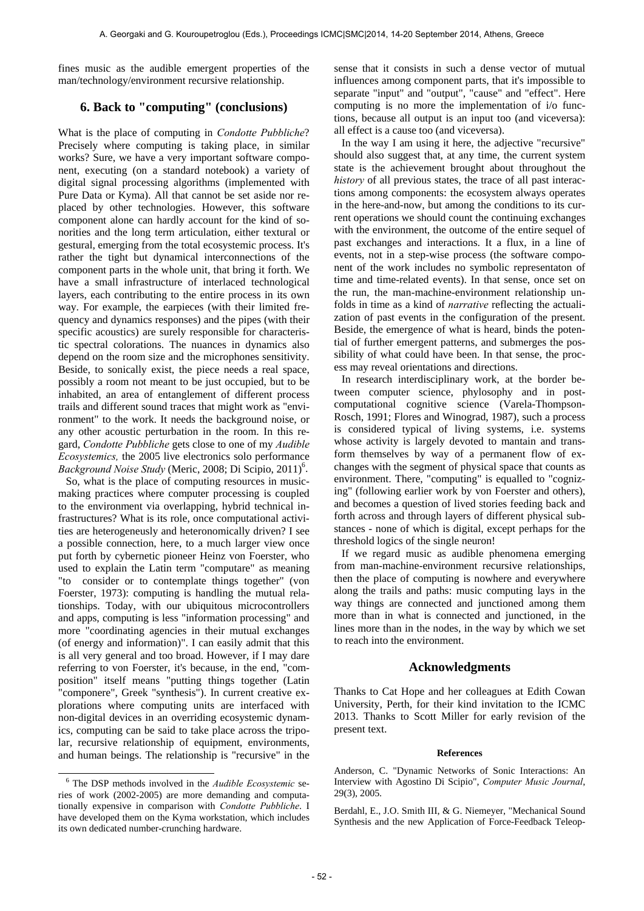fines music as the audible emergent properties of the man/technology/environment recursive relationship.

## 6. Back to "computing" (conclusions)

What is the place of computing in *Condotte Pubbliche*? Precisely where computing is taking place, in similar works? Sure, we have a very important software component, executing (on a standard notebook) a variety of digital signal processing algorithms (implemented with Pure Data or Kyma). All that cannot be set aside nor replaced by other technologies. However, this software component alone can hardly account for the kind of sonorities and the long term articulation, either textural or gestural, emerging from the total ecosystemic process. It's rather the tight but dynamical interconnections of the component parts in the whole unit, that bring it forth. We have a small infrastructure of interlaced technological layers, each contributing to the entire process in its own way. For example, the earpieces (with their limited frequency and dynamics responses) and the pipes (with their specific acoustics) are surely responsible for characteristic spectral colorations. The nuances in dynamics also depend on the room size and the microphones sensitivity. Beside, to sonically exist, the piece needs a real space, possibly a room not meant to be just occupied, but to be inhabited, an area of entanglement of different process trails and different sound traces that might work as "environment" to the work. It needs the background noise, or any other acoustic perturbation in the room. In this regard, *Condotte Pubbliche* gets close to one of my *Audible Ecosystemics,* the 2005 live electronics solo performance *Background Noise Study* (Meric, 2008; Di Scipio, 2011)[6].

So, what is the place of computing resources in music-making practices where computer processing is coupled to the environment via overlapping, hybrid technical infrastructures? What is its role, once computational activities are heterogeneusly and heteronomically driven? I see a possible connection, here, to a much larger view once put forth by cybernetic pioneer Heinz von Foerster, who used to explain the Latin term "computare" as meaning "to consider or to contemplate things together" (von Foerster, 1973): computing is handling the mutual relationships. Today, with our ubiquitous microcontrollers and apps, computing is less "information processing" and more "coordinating agencies in their mutual exchanges (of energy and information)". I can easily admit that this is all very general and too broad. However, if I may dare referring to von Foerster, it's because, in the end, "composition" itself means "putting things together (Latin "componere", Greek "synthesis"). In current creative explorations where computing units are interfaced with non-digital devices in an overriding ecosystemic dynamics, computing can be said to take place across the tripolar, recursive relationship of equipment, environments, and human beings. The relationship is "recursive" in the sense that it consists in such a dense vector of mutual influences among component parts, that it's impossible to separate "input" and "output", "cause" and "effect". Here computing is no more the implementation of i/o functions, because all output is an input too (and viceversa): all effect is a cause too (and viceversa).

In the way I am using it here, the adjective "recursive" should also suggest that, at any time, the current system state is the achievement brought about throughout the *history* of all previous states, the trace of all past interactions among components: the ecosystem always operates in the here-and-now, but among the conditions to its current operations we should count the continuing exchanges with the environment, the outcome of the entire sequel of past exchanges and interactions. It a flux, in a line of events, not in a step-wise process (the software component of the work includes no symbolic representaton of time and time-related events). In that sense, once set on the run, the man-machine-environment relationship unfolds in time as a kind of *narrative* reflecting the actualization of past events in the configuration of the present. Beside, the emergence of what is heard, binds the potential of further emergent patterns, and submerges the possibility of what could have been. In that sense, the process may reveal orientations and directions.

In research interdisciplinary work, at the border between computer science, phylosophy and in post-computational cognitive science (Varela-Thompson-Rosch, 1991; Flores and Winograd, 1987), such a process is considered typical of living systems, i.e. systems whose activity is largely devoted to mantain and transform themselves by way of a permanent flow of exchanges with the segment of physical space that counts as environment. There, "computing" is equalled to "cognizing" (following earlier work by von Foerster and others), and becomes a question of lived stories feeding back and forth across and through layers of different physical substances - none of which is digital, except perhaps for the threshold logics of the single neuron!

If we regard music as audible phenomena emerging from man-machine-environment recursive relationships, then the place of computing is nowhere and everywhere along the trails and paths: music computing lays in the way things are connected and junctioned among them more than in what is connected and junctioned, in the lines more than in the nodes, in the way by which we set to reach into the environment.

## Acknowledgments

Thanks to Cat Hope and her colleagues at Edith Cowan University, Perth, for their kind invitation to the ICMC 2013. Thanks to Scott Miller for early revision of the present text.

### References

Anderson, C. "Dynamic Networks of Sonic Interactions: An Interview with Agostino Di Scipio", *Computer Music Journal*, 29(3), 2005.

Berdahl, E., J.O. Smith III, & G. Niemeyer, "Mechanical Sound Synthesis and the new Application of Force-Feedback Teleop-

---

[6] The DSP methods involved in the *Audible Ecosystemic* series of work (2002-2005) are more demanding and computationally expensive in comparison with *Condotte Pubbliche*. I have developed them on the Kyma workstation, which includes its own dedicated number-crunching hardware.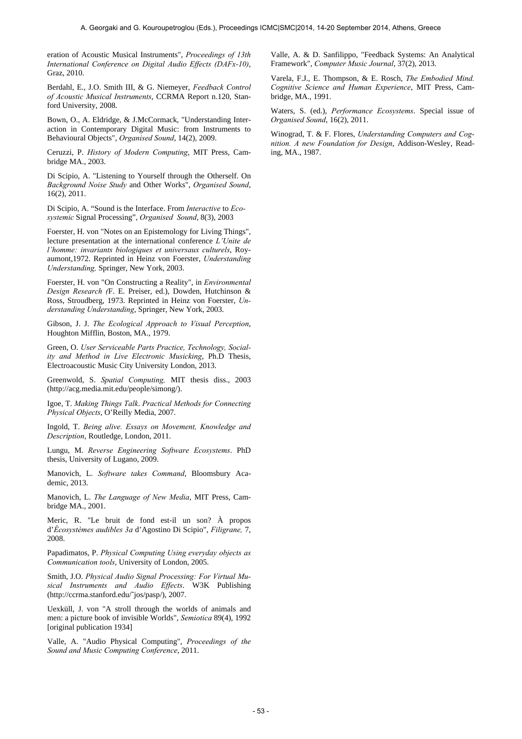eration of Acoustic Musical Instruments", *Proceedings of 13th International Conference on Digital Audio Effects (DAFx-10)*, Graz, 2010.

Berdahl, E., J.O. Smith III, & G. Niemeyer, *Feedback Control of Acoustic Musical Instruments*, CCRMA Report n.120, Stanford University, 2008.

Bown, O., A. Eldridge, & J.McCormack, "Understanding Interaction in Contemporary Digital Music: from Instruments to Behavioural Objects", *Organised Sound*, 14(2), 2009.

Ceruzzi, P. *History of Modern Computing*, MIT Press, Cambridge MA., 2003.

Di Scipio, A. "Listening to Yourself through the Otherself. On *Background Noise Study* and Other Works", *Organised Sound*, 16(2), 2011.

Di Scipio, A. "Sound is the Interface. From *Interactive* to *Ecosystemic* Signal Processing", *Organised Sound*, 8(3), 2003

Foerster, H. von "Notes on an Epistemology for Living Things", lecture presentation at the international conference *L'Unite de l'homme: invariants biologiques et universaux culturels*, Royaumont,1972. Reprinted in Heinz von Foerster, *Understanding Understanding,* Springer, New York, 2003.

Foerster, H. von "On Constructing a Reality", in *Environmental Design Research (*F. E. Preiser, ed.), Dowden, Hutchinson & Ross, Stroudberg, 1973. Reprinted in Heinz von Foerster, *Understanding Understanding*, Springer, New York, 2003.

Gibson, J. J. *The Ecological Approach to Visual Perception*, Houghton Mifflin, Boston, MA., 1979.

Green, O. *User Serviceable Parts Practice, Technology, Sociality and Method in Live Electronic Musicking*, Ph.D Thesis, Electroacoustic Music City University London, 2013.

Greenwold, S. *Spatial Computing,* MIT thesis diss., 2003 (http://acg.media.mit.edu/people/simong/).

Igoe, T. *Making Things Talk*. *Practical Methods for Connecting Physical Objects*, O'Reilly Media, 2007.

Ingold, T. *Being alive. Essays on Movement, Knowledge and Description*, Routledge, London, 2011.

Lungu, M. *Reverse Engineering Software Ecosystems*. PhD thesis, University of Lugano, 2009.

Manovich, L. *Software takes Command*, Bloomsbury Academic, 2013.

Manovich, L. *The Language of New Media*, MIT Press, Cambridge MA., 2001.

Meric, R. "Le bruit de fond est-il un son? À propos d'*Écosystèmes audibles 3a* d'Agostino Di Scipio", *Filigrane,* 7, 2008.

Papadimatos, P. *Physical Computing Using everyday objects as Communication tools*, University of London, 2005.

Smith, J.O. *Physical Audio Signal Processing: For Virtual Musical Instruments and Audio Effects*. W3K Publishing (http://ccrma.stanford.edu/~jos/pasp/), 2007.

Uexküll, J. von "A stroll through the worlds of animals and men: a picture book of invisible Worlds", *Semiotica* 89(4), 1992 [original publication 1934]

Valle, A. "Audio Physical Computing", *Proceedings of the Sound and Music Computing Conference*, 2011.

Valle, A. & D. Sanfilippo, "Feedback Systems: An Analytical Framework", *Computer Music Journal*, 37(2), 2013.

Varela, F.J., E. Thompson, & E. Rosch, *The Embodied Mind. Cognitive Science and Human Experience*, MIT Press, Cambridge, MA., 1991.

Waters, S. (ed.), *Performance Ecosystems*. Special issue of *Organised Sound*, 16(2), 2011.

Winograd, T. & F. Flores, *Understanding Computers and Cognition. A new Foundation for Design*, Addison-Wesley, Reading, MA., 1987.